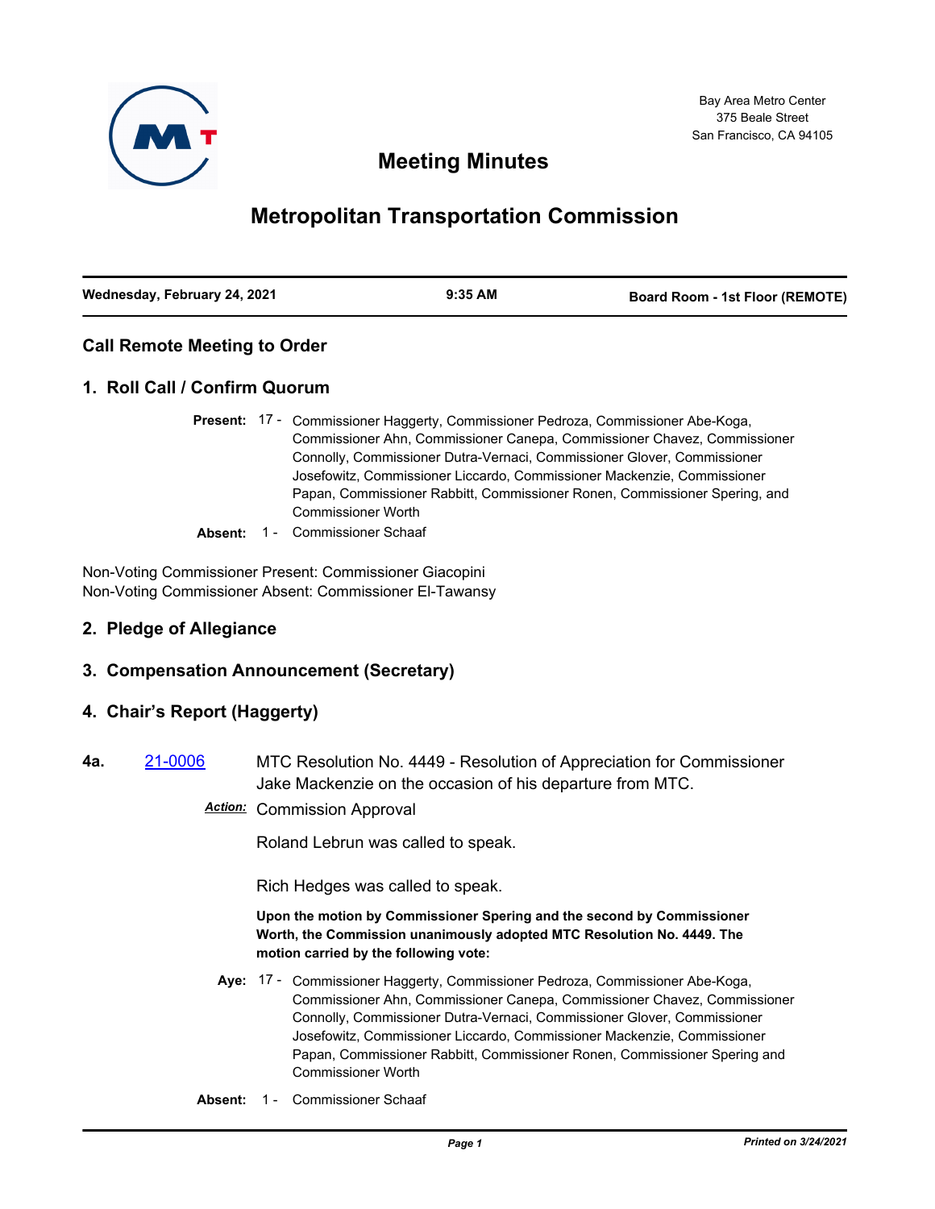Bay Area Metro Center
375 Beale Street
San Francisco, CA 94105

# Meeting Minutes

# Metropolitan Transportation Commission

| Wednesday, February 24, 2021 | 9:35 AM | Board Room - 1st Floor (REMOTE) |
|---|---|---|

## Call Remote Meeting to Order

## 1. Roll Call / Confirm Quorum

**Present:** 17 - Commissioner Haggerty, Commissioner Pedroza, Commissioner Abe-Koga, Commissioner Ahn, Commissioner Canepa, Commissioner Chavez, Commissioner Connolly, Commissioner Dutra-Vernaci, Commissioner Glover, Commissioner Josefowitz, Commissioner Liccardo, Commissioner Mackenzie, Commissioner Papan, Commissioner Rabbitt, Commissioner Ronen, Commissioner Spering, and Commissioner Worth

**Absent:** 1 - Commissioner Schaaf

Non-Voting Commissioner Present: Commissioner Giacopini
Non-Voting Commissioner Absent: Commissioner El-Tawansy

## 2. Pledge of Allegiance

## 3. Compensation Announcement (Secretary)

## 4. Chair's Report (Haggerty)

**4a.** 21-0006 MTC Resolution No. 4449 - Resolution of Appreciation for Commissioner Jake Mackenzie on the occasion of his departure from MTC.

*Action:* Commission Approval

Roland Lebrun was called to speak.

Rich Hedges was called to speak.

**Upon the motion by Commissioner Spering and the second by Commissioner Worth, the Commission unanimously adopted MTC Resolution No. 4449. The motion carried by the following vote:**

**Aye:** 17 - Commissioner Haggerty, Commissioner Pedroza, Commissioner Abe-Koga, Commissioner Ahn, Commissioner Canepa, Commissioner Chavez, Commissioner Connolly, Commissioner Dutra-Vernaci, Commissioner Glover, Commissioner Josefowitz, Commissioner Liccardo, Commissioner Mackenzie, Commissioner Papan, Commissioner Rabbitt, Commissioner Ronen, Commissioner Spering and Commissioner Worth

**Absent:** 1 - Commissioner Schaaf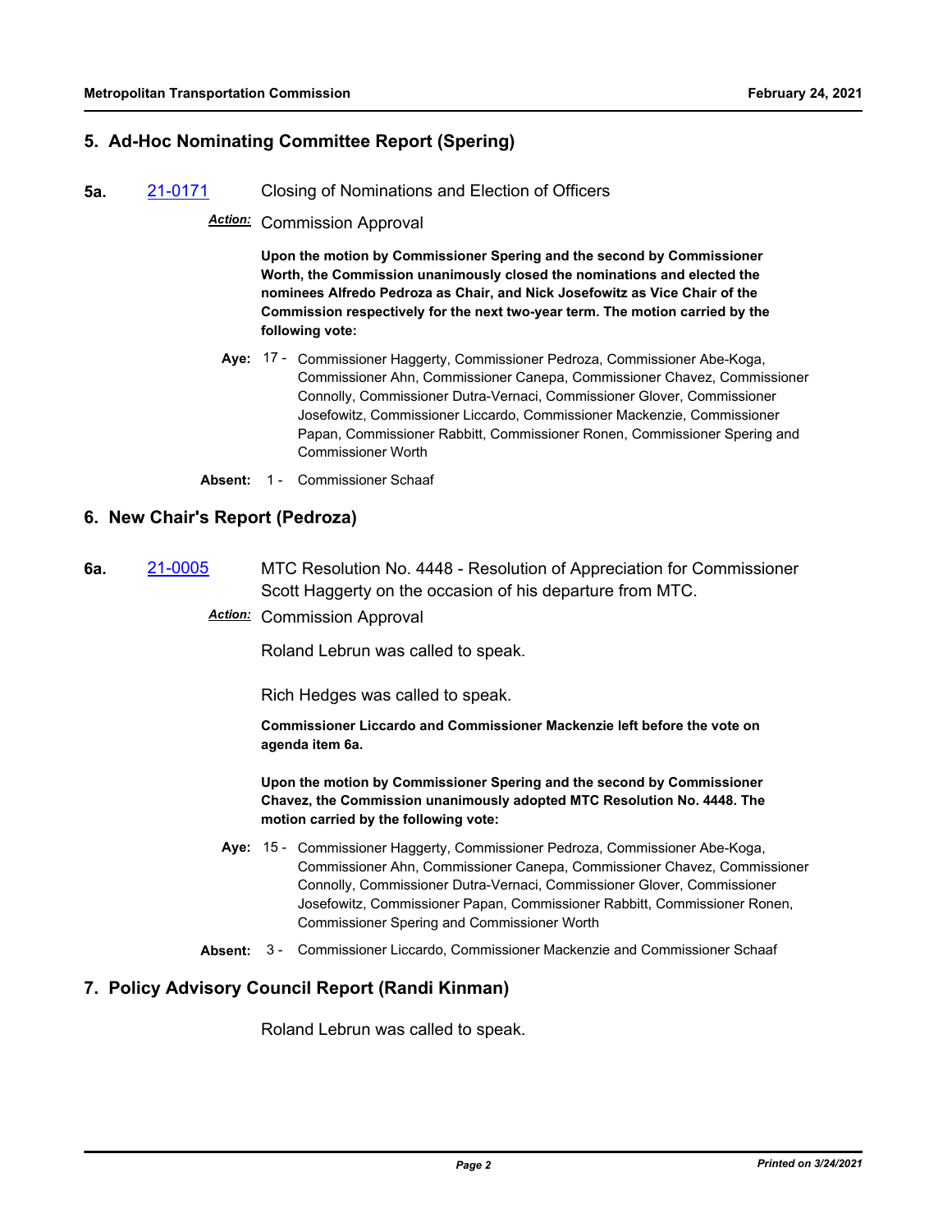## 5. Ad-Hoc Nominating Committee Report (Spering)

**5a.** 21-0171 Closing of Nominations and Election of Officers

*Action:* Commission Approval

**Upon the motion by Commissioner Spering and the second by Commissioner Worth, the Commission unanimously closed the nominations and elected the nominees Alfredo Pedroza as Chair, and Nick Josefowitz as Vice Chair of the Commission respectively for the next two-year term. The motion carried by the following vote:**

**Aye:** 17 - Commissioner Haggerty, Commissioner Pedroza, Commissioner Abe-Koga, Commissioner Ahn, Commissioner Canepa, Commissioner Chavez, Commissioner Connolly, Commissioner Dutra-Vernaci, Commissioner Glover, Commissioner Josefowitz, Commissioner Liccardo, Commissioner Mackenzie, Commissioner Papan, Commissioner Rabbitt, Commissioner Ronen, Commissioner Spering and Commissioner Worth

**Absent:** 1 - Commissioner Schaaf

## 6. New Chair's Report (Pedroza)

**6a.** 21-0005 MTC Resolution No. 4448 - Resolution of Appreciation for Commissioner Scott Haggerty on the occasion of his departure from MTC.

*Action:* Commission Approval

Roland Lebrun was called to speak.

Rich Hedges was called to speak.

**Commissioner Liccardo and Commissioner Mackenzie left before the vote on agenda item 6a.**

**Upon the motion by Commissioner Spering and the second by Commissioner Chavez, the Commission unanimously adopted MTC Resolution No. 4448. The motion carried by the following vote:**

**Aye:** 15 - Commissioner Haggerty, Commissioner Pedroza, Commissioner Abe-Koga, Commissioner Ahn, Commissioner Canepa, Commissioner Chavez, Commissioner Connolly, Commissioner Dutra-Vernaci, Commissioner Glover, Commissioner Josefowitz, Commissioner Papan, Commissioner Rabbitt, Commissioner Ronen, Commissioner Spering and Commissioner Worth

**Absent:** 3 - Commissioner Liccardo, Commissioner Mackenzie and Commissioner Schaaf

## 7. Policy Advisory Council Report (Randi Kinman)

Roland Lebrun was called to speak.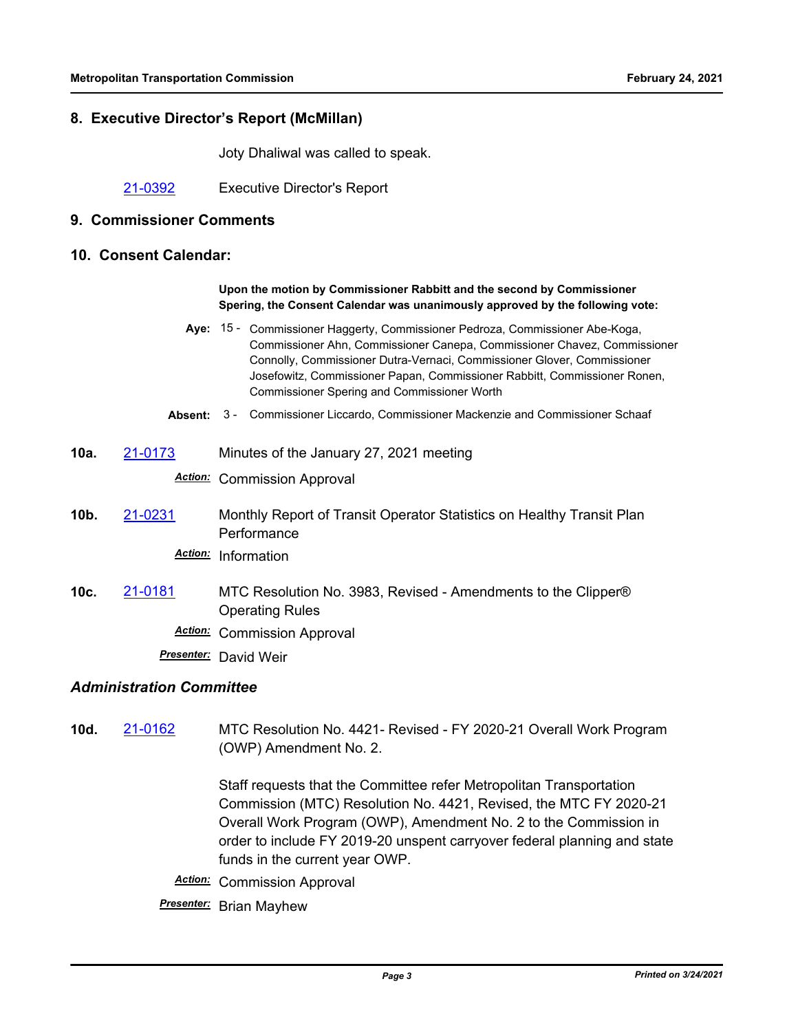## 8. Executive Director's Report (McMillan)

Joty Dhaliwal was called to speak.

21-0392 Executive Director's Report

## 9. Commissioner Comments

## 10. Consent Calendar:

**Upon the motion by Commissioner Rabbitt and the second by Commissioner Spering, the Consent Calendar was unanimously approved by the following vote:**

**Aye:** 15 - Commissioner Haggerty, Commissioner Pedroza, Commissioner Abe-Koga, Commissioner Ahn, Commissioner Canepa, Commissioner Chavez, Commissioner Connolly, Commissioner Dutra-Vernaci, Commissioner Glover, Commissioner Josefowitz, Commissioner Papan, Commissioner Rabbitt, Commissioner Ronen, Commissioner Spering and Commissioner Worth

**Absent:** 3 - Commissioner Liccardo, Commissioner Mackenzie and Commissioner Schaaf

**10a.** 21-0173 Minutes of the January 27, 2021 meeting

***Action:*** Commission Approval

**10b.** 21-0231 Monthly Report of Transit Operator Statistics on Healthy Transit Plan Performance

***Action:*** Information

**10c.** 21-0181 MTC Resolution No. 3983, Revised - Amendments to the Clipper® Operating Rules

***Action:*** Commission Approval

***Presenter:*** David Weir

### *Administration Committee*

**10d.** 21-0162 MTC Resolution No. 4421- Revised - FY 2020-21 Overall Work Program (OWP) Amendment No. 2.

Staff requests that the Committee refer Metropolitan Transportation Commission (MTC) Resolution No. 4421, Revised, the MTC FY 2020-21 Overall Work Program (OWP), Amendment No. 2 to the Commission in order to include FY 2019-20 unspent carryover federal planning and state funds in the current year OWP.

***Action:*** Commission Approval

***Presenter:*** Brian Mayhew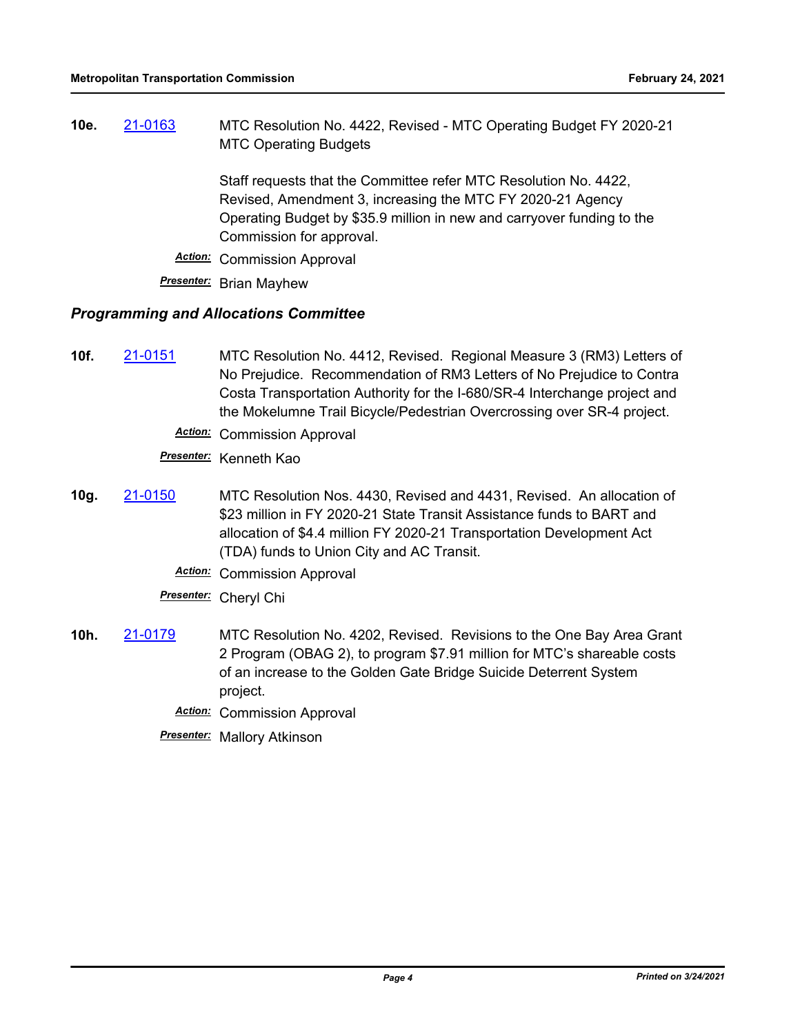**10e.** [21-0163](21-0163) MTC Resolution No. 4422, Revised - MTC Operating Budget FY 2020-21 MTC Operating Budgets

Staff requests that the Committee refer MTC Resolution No. 4422, Revised, Amendment 3, increasing the MTC FY 2020-21 Agency Operating Budget by $35.9 million in new and carryover funding to the Commission for approval.

***Action:*** Commission Approval

***Presenter:*** Brian Mayhew

### *Programming and Allocations Committee*

**10f.** [21-0151](21-0151) MTC Resolution No. 4412, Revised. Regional Measure 3 (RM3) Letters of No Prejudice. Recommendation of RM3 Letters of No Prejudice to Contra Costa Transportation Authority for the I-680/SR-4 Interchange project and the Mokelumne Trail Bicycle/Pedestrian Overcrossing over SR-4 project.

***Action:*** Commission Approval

***Presenter:*** Kenneth Kao

**10g.** [21-0150](21-0150) MTC Resolution Nos. 4430, Revised and 4431, Revised. An allocation of $23 million in FY 2020-21 State Transit Assistance funds to BART and allocation of $4.4 million FY 2020-21 Transportation Development Act (TDA) funds to Union City and AC Transit.

***Action:*** Commission Approval

***Presenter:*** Cheryl Chi

**10h.** [21-0179](21-0179) MTC Resolution No. 4202, Revised. Revisions to the One Bay Area Grant 2 Program (OBAG 2), to program $7.91 million for MTC's shareable costs of an increase to the Golden Gate Bridge Suicide Deterrent System project.

***Action:*** Commission Approval

***Presenter:*** Mallory Atkinson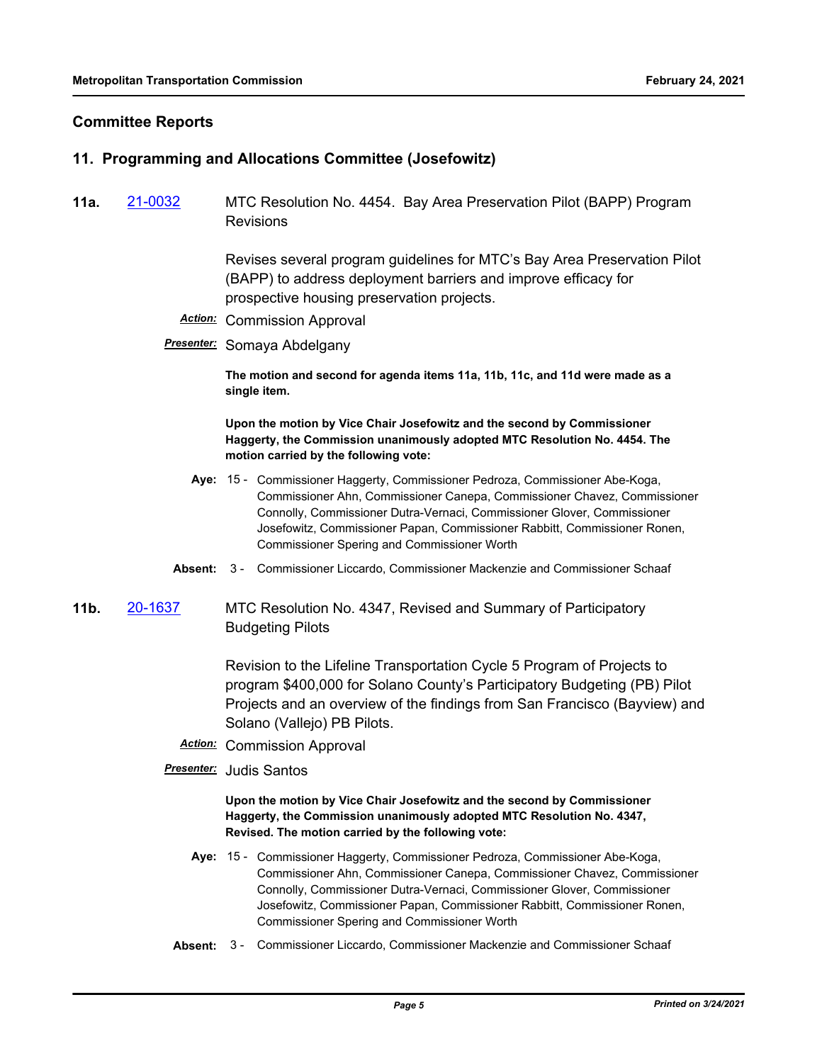## Committee Reports

### 11. Programming and Allocations Committee (Josefowitz)

**11a.** 21-0032 MTC Resolution No. 4454. Bay Area Preservation Pilot (BAPP) Program Revisions

Revises several program guidelines for MTC's Bay Area Preservation Pilot (BAPP) to address deployment barriers and improve efficacy for prospective housing preservation projects.

***Action:*** Commission Approval

***Presenter:*** Somaya Abdelgany

**The motion and second for agenda items 11a, 11b, 11c, and 11d were made as a single item.**

**Upon the motion by Vice Chair Josefowitz and the second by Commissioner Haggerty, the Commission unanimously adopted MTC Resolution No. 4454. The motion carried by the following vote:**

**Aye:** 15 - Commissioner Haggerty, Commissioner Pedroza, Commissioner Abe-Koga, Commissioner Ahn, Commissioner Canepa, Commissioner Chavez, Commissioner Connolly, Commissioner Dutra-Vernaci, Commissioner Glover, Commissioner Josefowitz, Commissioner Papan, Commissioner Rabbitt, Commissioner Ronen, Commissioner Spering and Commissioner Worth

**Absent:** 3 - Commissioner Liccardo, Commissioner Mackenzie and Commissioner Schaaf

**11b.** 20-1637 MTC Resolution No. 4347, Revised and Summary of Participatory Budgeting Pilots

Revision to the Lifeline Transportation Cycle 5 Program of Projects to program $400,000 for Solano County's Participatory Budgeting (PB) Pilot Projects and an overview of the findings from San Francisco (Bayview) and Solano (Vallejo) PB Pilots.

***Action:*** Commission Approval

***Presenter:*** Judis Santos

**Upon the motion by Vice Chair Josefowitz and the second by Commissioner Haggerty, the Commission unanimously adopted MTC Resolution No. 4347, Revised. The motion carried by the following vote:**

**Aye:** 15 - Commissioner Haggerty, Commissioner Pedroza, Commissioner Abe-Koga, Commissioner Ahn, Commissioner Canepa, Commissioner Chavez, Commissioner Connolly, Commissioner Dutra-Vernaci, Commissioner Glover, Commissioner Josefowitz, Commissioner Papan, Commissioner Rabbitt, Commissioner Ronen, Commissioner Spering and Commissioner Worth

**Absent:** 3 - Commissioner Liccardo, Commissioner Mackenzie and Commissioner Schaaf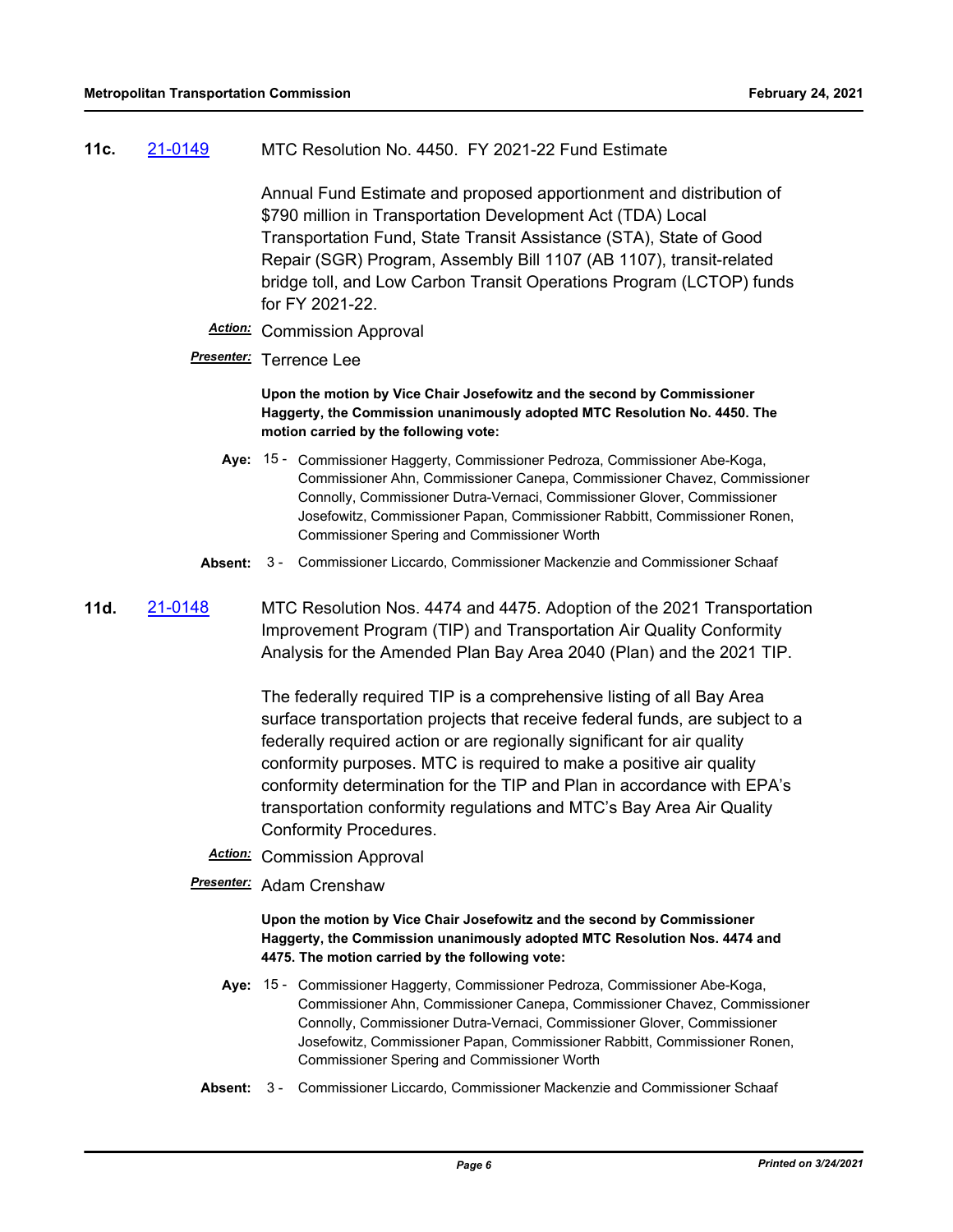**11c.** 21-0149 MTC Resolution No. 4450. FY 2021-22 Fund Estimate

Annual Fund Estimate and proposed apportionment and distribution of $790 million in Transportation Development Act (TDA) Local Transportation Fund, State Transit Assistance (STA), State of Good Repair (SGR) Program, Assembly Bill 1107 (AB 1107), transit-related bridge toll, and Low Carbon Transit Operations Program (LCTOP) funds for FY 2021-22.

***Action:*** Commission Approval

***Presenter:*** Terrence Lee

**Upon the motion by Vice Chair Josefowitz and the second by Commissioner Haggerty, the Commission unanimously adopted MTC Resolution No. 4450. The motion carried by the following vote:**

**Aye:** 15 - Commissioner Haggerty, Commissioner Pedroza, Commissioner Abe-Koga, Commissioner Ahn, Commissioner Canepa, Commissioner Chavez, Commissioner Connolly, Commissioner Dutra-Vernaci, Commissioner Glover, Commissioner Josefowitz, Commissioner Papan, Commissioner Rabbitt, Commissioner Ronen, Commissioner Spering and Commissioner Worth

**Absent:** 3 - Commissioner Liccardo, Commissioner Mackenzie and Commissioner Schaaf

**11d.** 21-0148 MTC Resolution Nos. 4474 and 4475. Adoption of the 2021 Transportation Improvement Program (TIP) and Transportation Air Quality Conformity Analysis for the Amended Plan Bay Area 2040 (Plan) and the 2021 TIP.

The federally required TIP is a comprehensive listing of all Bay Area surface transportation projects that receive federal funds, are subject to a federally required action or are regionally significant for air quality conformity purposes. MTC is required to make a positive air quality conformity determination for the TIP and Plan in accordance with EPA's transportation conformity regulations and MTC's Bay Area Air Quality Conformity Procedures.

***Action:*** Commission Approval

***Presenter:*** Adam Crenshaw

**Upon the motion by Vice Chair Josefowitz and the second by Commissioner Haggerty, the Commission unanimously adopted MTC Resolution Nos. 4474 and 4475. The motion carried by the following vote:**

**Aye:** 15 - Commissioner Haggerty, Commissioner Pedroza, Commissioner Abe-Koga, Commissioner Ahn, Commissioner Canepa, Commissioner Chavez, Commissioner Connolly, Commissioner Dutra-Vernaci, Commissioner Glover, Commissioner Josefowitz, Commissioner Papan, Commissioner Rabbitt, Commissioner Ronen, Commissioner Spering and Commissioner Worth

**Absent:** 3 - Commissioner Liccardo, Commissioner Mackenzie and Commissioner Schaaf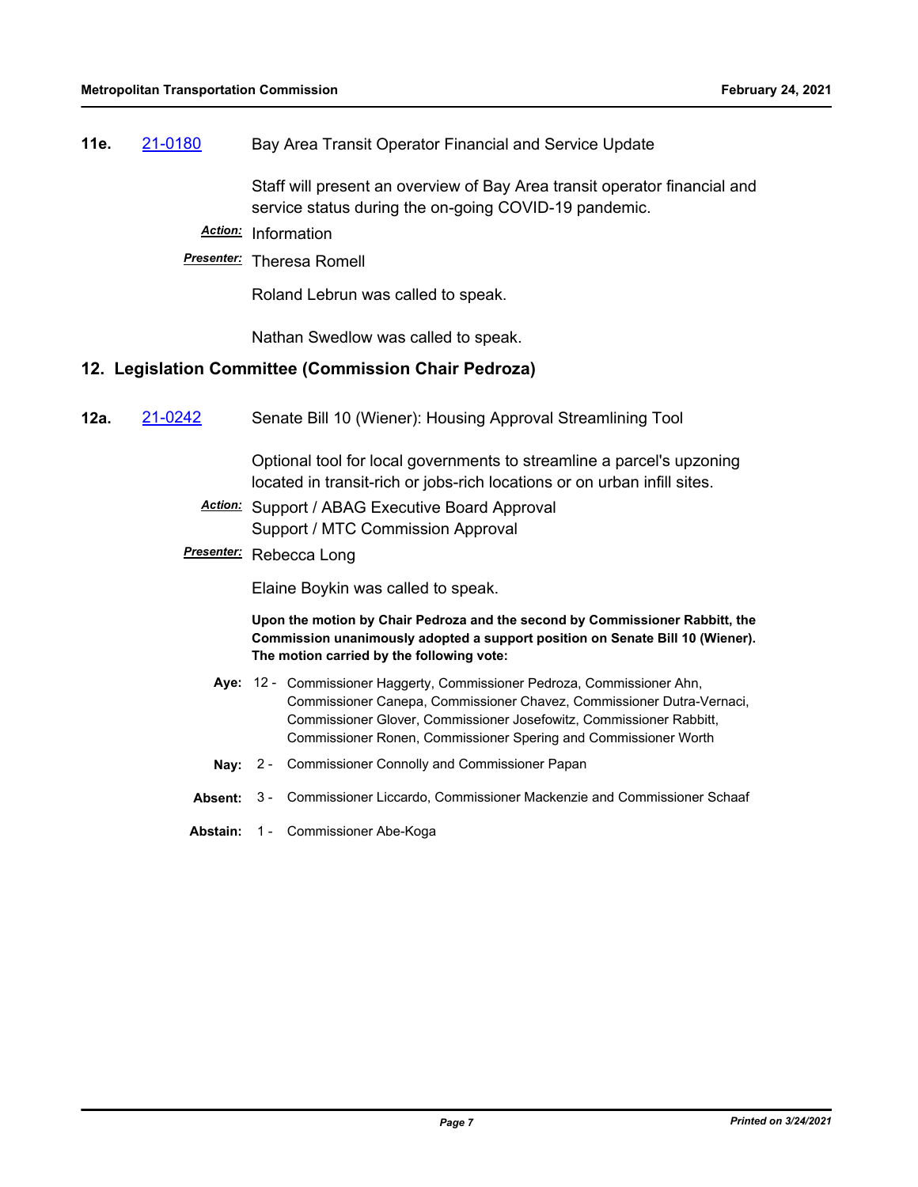**11e.** 21-0180 Bay Area Transit Operator Financial and Service Update

Staff will present an overview of Bay Area transit operator financial and service status during the on-going COVID-19 pandemic.

***Action:*** Information

***Presenter:*** Theresa Romell

Roland Lebrun was called to speak.

Nathan Swedlow was called to speak.

## 12. Legislation Committee (Commission Chair Pedroza)

**12a.** 21-0242 Senate Bill 10 (Wiener): Housing Approval Streamlining Tool

Optional tool for local governments to streamline a parcel's upzoning located in transit-rich or jobs-rich locations or on urban infill sites.

***Action:*** Support / ABAG Executive Board Approval
Support / MTC Commission Approval

***Presenter:*** Rebecca Long

Elaine Boykin was called to speak.

**Upon the motion by Chair Pedroza and the second by Commissioner Rabbitt, the Commission unanimously adopted a support position on Senate Bill 10 (Wiener). The motion carried by the following vote:**

**Aye:** 12 - Commissioner Haggerty, Commissioner Pedroza, Commissioner Ahn, Commissioner Canepa, Commissioner Chavez, Commissioner Dutra-Vernaci, Commissioner Glover, Commissioner Josefowitz, Commissioner Rabbitt, Commissioner Ronen, Commissioner Spering and Commissioner Worth

**Nay:** 2 - Commissioner Connolly and Commissioner Papan

**Absent:** 3 - Commissioner Liccardo, Commissioner Mackenzie and Commissioner Schaaf

**Abstain:** 1 - Commissioner Abe-Koga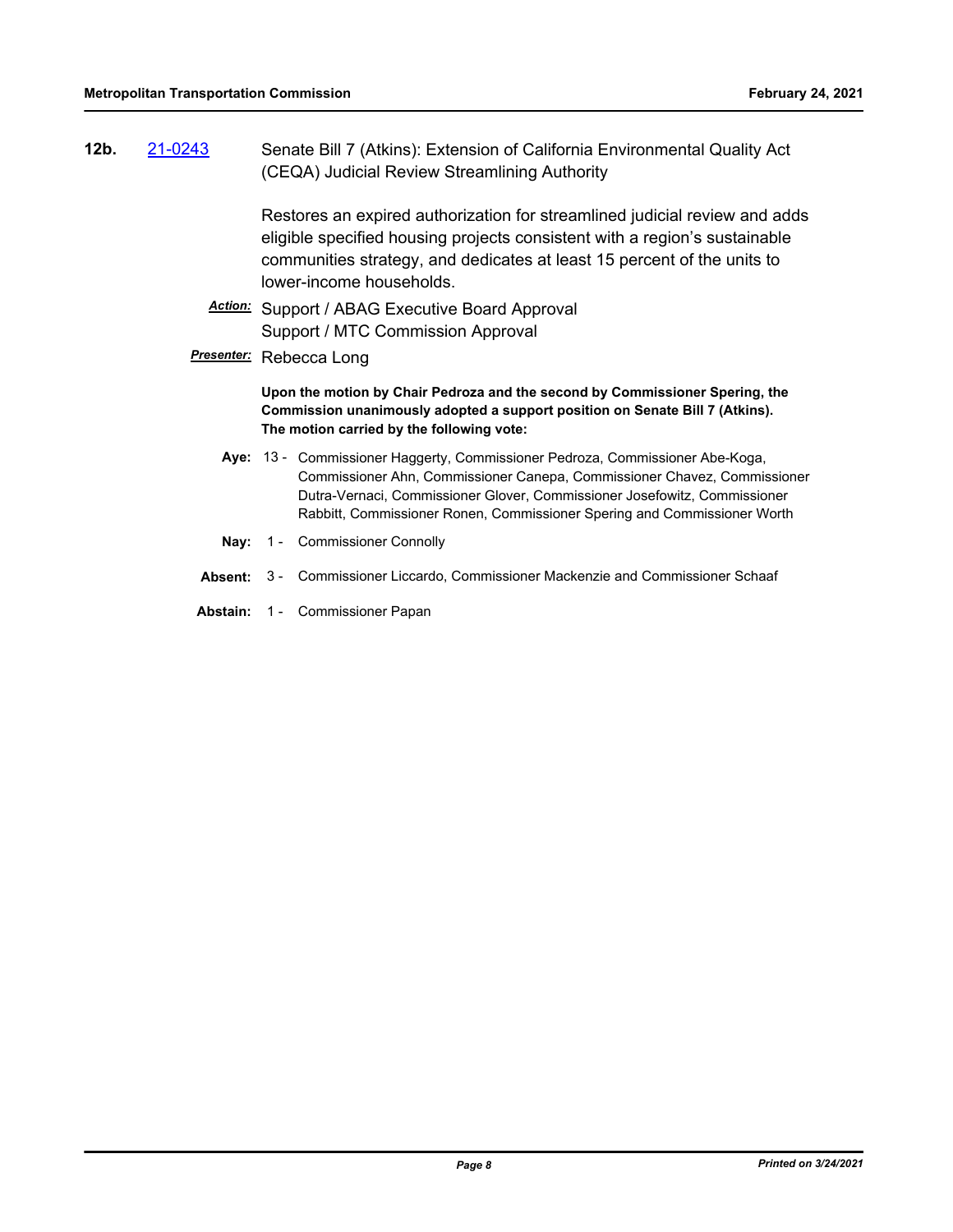**12b.** 21-0243 Senate Bill 7 (Atkins): Extension of California Environmental Quality Act (CEQA) Judicial Review Streamlining Authority

Restores an expired authorization for streamlined judicial review and adds eligible specified housing projects consistent with a region's sustainable communities strategy, and dedicates at least 15 percent of the units to lower-income households.

***Action:*** Support / ABAG Executive Board Approval
Support / MTC Commission Approval

***Presenter:*** Rebecca Long

**Upon the motion by Chair Pedroza and the second by Commissioner Spering, the Commission unanimously adopted a support position on Senate Bill 7 (Atkins). The motion carried by the following vote:**

**Aye:** 13 - Commissioner Haggerty, Commissioner Pedroza, Commissioner Abe-Koga, Commissioner Ahn, Commissioner Canepa, Commissioner Chavez, Commissioner Dutra-Vernaci, Commissioner Glover, Commissioner Josefowitz, Commissioner Rabbitt, Commissioner Ronen, Commissioner Spering and Commissioner Worth

**Nay:** 1 - Commissioner Connolly

**Absent:** 3 - Commissioner Liccardo, Commissioner Mackenzie and Commissioner Schaaf

**Abstain:** 1 - Commissioner Papan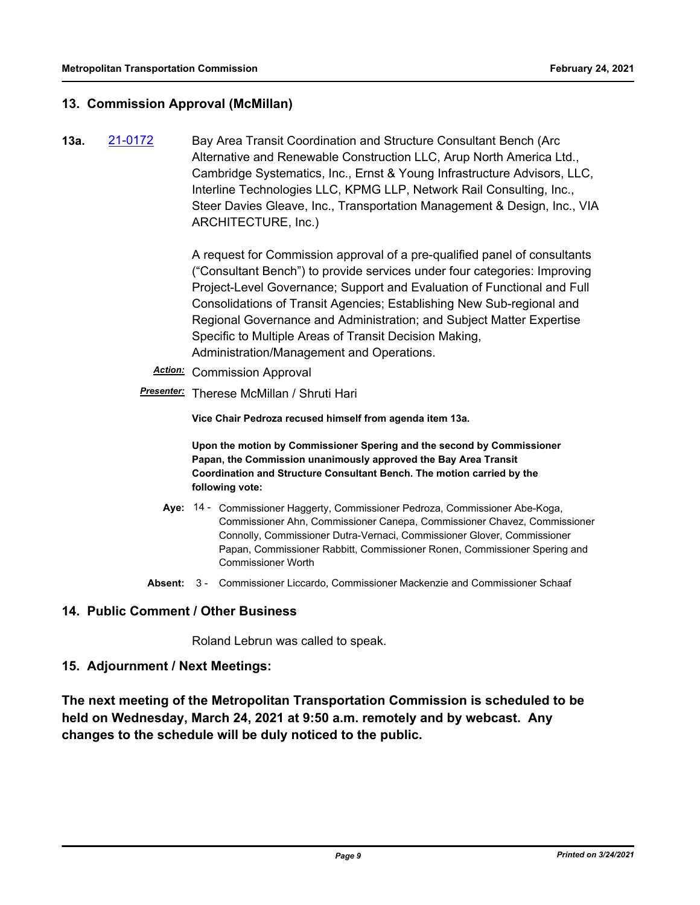## 13. Commission Approval (McMillan)

**13a.** [21-0172](21-0172) Bay Area Transit Coordination and Structure Consultant Bench (Arc Alternative and Renewable Construction LLC, Arup North America Ltd., Cambridge Systematics, Inc., Ernst & Young Infrastructure Advisors, LLC, Interline Technologies LLC, KPMG LLP, Network Rail Consulting, Inc., Steer Davies Gleave, Inc., Transportation Management & Design, Inc., VIA ARCHITECTURE, Inc.)

A request for Commission approval of a pre-qualified panel of consultants ("Consultant Bench") to provide services under four categories: Improving Project-Level Governance; Support and Evaluation of Functional and Full Consolidations of Transit Agencies; Establishing New Sub-regional and Regional Governance and Administration; and Subject Matter Expertise Specific to Multiple Areas of Transit Decision Making, Administration/Management and Operations.

***Action:*** Commission Approval

***Presenter:*** Therese McMillan / Shruti Hari

**Vice Chair Pedroza recused himself from agenda item 13a.**

**Upon the motion by Commissioner Spering and the second by Commissioner Papan, the Commission unanimously approved the Bay Area Transit Coordination and Structure Consultant Bench. The motion carried by the following vote:**

**Aye:** 14 - Commissioner Haggerty, Commissioner Pedroza, Commissioner Abe-Koga, Commissioner Ahn, Commissioner Canepa, Commissioner Chavez, Commissioner Connolly, Commissioner Dutra-Vernaci, Commissioner Glover, Commissioner Papan, Commissioner Rabbitt, Commissioner Ronen, Commissioner Spering and Commissioner Worth

**Absent:** 3 - Commissioner Liccardo, Commissioner Mackenzie and Commissioner Schaaf

## 14. Public Comment / Other Business

Roland Lebrun was called to speak.

## 15. Adjournment / Next Meetings:

**The next meeting of the Metropolitan Transportation Commission is scheduled to be held on Wednesday, March 24, 2021 at 9:50 a.m. remotely and by webcast. Any changes to the schedule will be duly noticed to the public.**